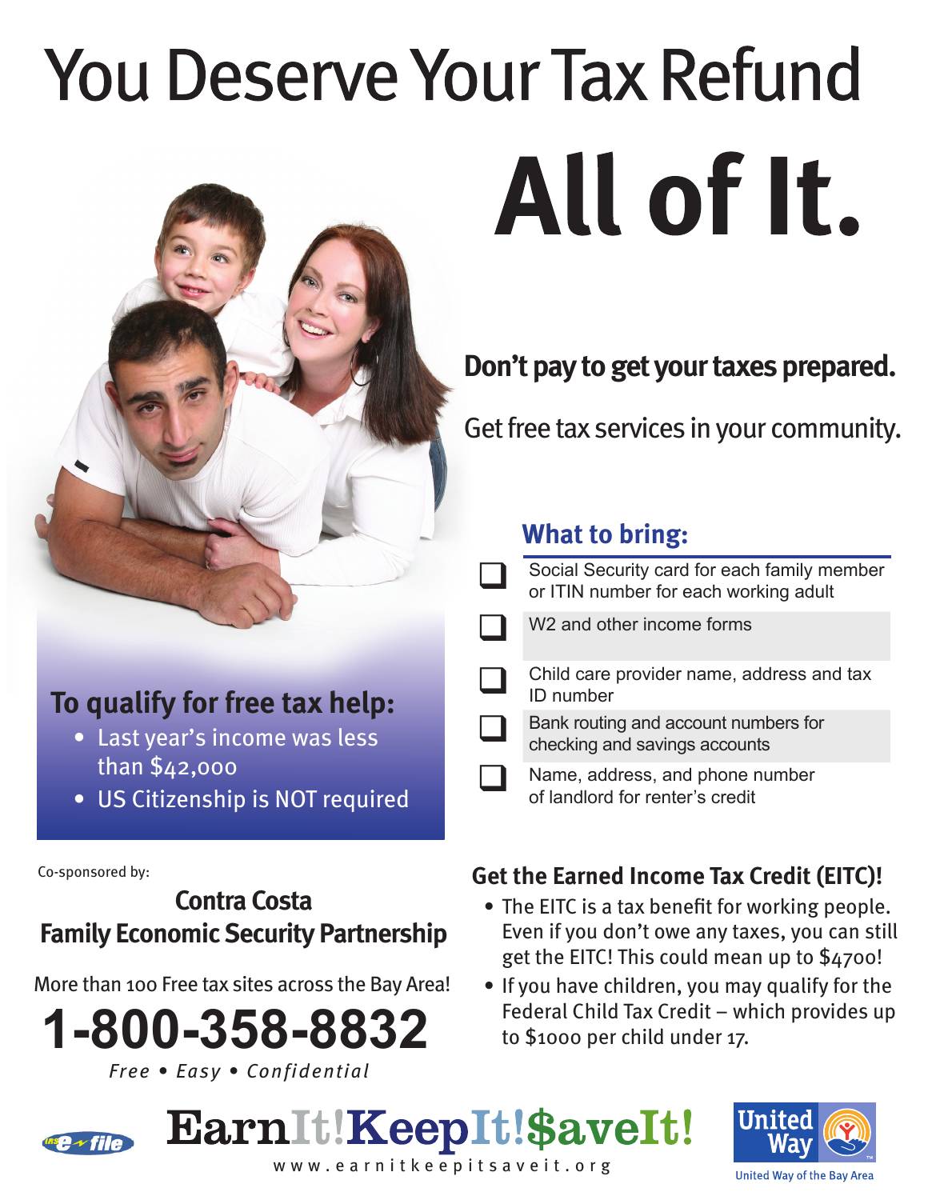# You Deserve Your Tax Refund

# All of It.

**Don't pay to get your taxes prepared.**

Get free tax services in your community.

## To qualify for free tax help:

- Last year's income was less than $42,000
- US Citizenship is NOT required

## What to bring:

- ❑ Social Security card for each family member or ITIN number for each working adult
- ❑ W2 and other income forms
- ❑ Child care provider name, address and tax ID number
- ❑ Bank routing and account numbers for checking and savings accounts
- ❑ Name, address, and phone number of landlord for renter's credit

## Get the Earned Income Tax Credit (EITC)!

- The EITC is a tax benefit for working people. Even if you don't owe any taxes, you can still get the EITC! This could mean up to $4700!
- If you have children, you may qualify for the Federal Child Tax Credit – which provides up to $1000 per child under 17.

Co-sponsored by:

**Contra Costa Family Economic Security Partnership**

More than 100 Free tax sites across the Bay Area!

# 1-800-358-8832

*Free • Easy • Confidential*

IRS e-file

**EarnIt!KeepIt!$aveIt!**

www.earnitkeepitsaveit.org

United Way

United Way of the Bay Area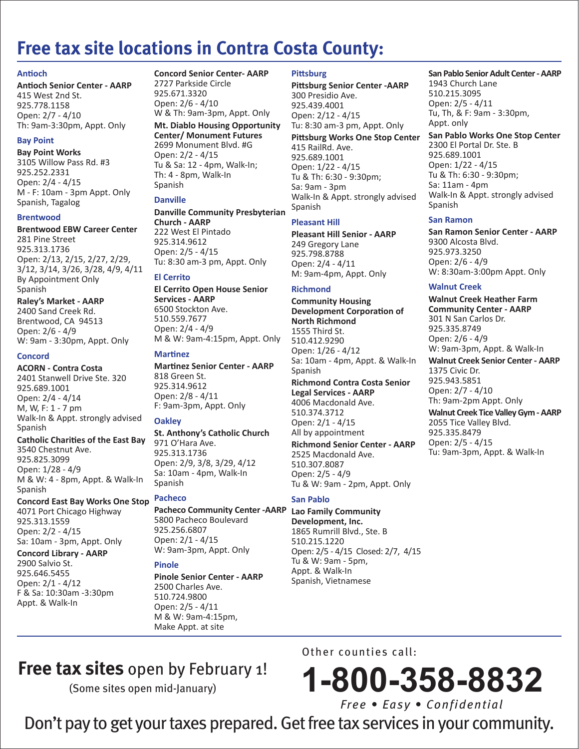# Free tax site locations in Contra Costa County:

## Antioch

**Antioch Senior Center - AARP**
415 West 2nd St.
925.778.1158
Open: 2/7 - 4/10
Th: 9am-3:30pm, Appt. Only

## Bay Point

**Bay Point Works**
3105 Willow Pass Rd. #3
925.252.2331
Open: 2/4 - 4/15
M - F: 10am - 3pm Appt. Only
Spanish, Tagalog

## Brentwood

**Brentwood EBW Career Center**
281 Pine Street
925.313.1736
Open: 2/13, 2/15, 2/27, 2/29, 3/12, 3/14, 3/26, 3/28, 4/9, 4/11
By Appointment Only
Spanish

**Raley's Market - AARP**
2400 Sand Creek Rd.
Brentwood, CA 94513
Open: 2/6 - 4/9
W: 9am - 3:30pm, Appt. Only

## Concord

**ACORN - Contra Costa**
2401 Stanwell Drive Ste. 320
925.689.1001
Open: 2/4 - 4/14
M, W, F: 1 - 7 pm
Walk-In & Appt. strongly advised
Spanish

**Catholic Charities of the East Bay**
3540 Chestnut Ave.
925.825.3099
Open: 1/28 - 4/9
M & W: 4 - 8pm, Appt. & Walk-In
Spanish

**Concord East Bay Works One Stop**
4071 Port Chicago Highway
925.313.1559
Open: 2/2 - 4/15
Sa: 10am - 3pm, Appt. Only

**Concord Library - AARP**
2900 Salvio St.
925.646.5455
Open: 2/1 - 4/12
F & Sa: 10:30am -3:30pm
Appt. & Walk-In

**Concord Senior Center- AARP**
2727 Parkside Circle
925.671.3320
Open: 2/6 - 4/10
W & Th: 9am-3pm, Appt. Only

**Mt. Diablo Housing Opportunity Center/ Monument Futures**
2699 Monument Blvd. #G
Open: 2/2 - 4/15
Tu & Sa: 12 - 4pm, Walk-In;
Th: 4 - 8pm, Walk-In
Spanish

## Danville

**Danville Community Presbyterian Church - AARP**
222 West El Pintado
925.314.9612
Open: 2/5 - 4/15
Tu: 8:30 am-3 pm, Appt. Only

## El Cerrito

**El Cerrito Open House Senior Services - AARP**
6500 Stockton Ave.
510.559.7677
Open: 2/4 - 4/9
M & W: 9am-4:15pm, Appt. Only

## Martinez

**Martinez Senior Center - AARP**
818 Green St.
925.314.9612
Open: 2/8 - 4/11
F: 9am-3pm, Appt. Only

## Oakley

**St. Anthony's Catholic Church**
971 O'Hara Ave.
925.313.1736
Open: 2/9, 3/8, 3/29, 4/12
Sa: 10am - 4pm, Walk-In
Spanish

## Pacheco

**Pacheco Community Center -AARP**
5800 Pacheco Boulevard
925.256.6807
Open: 2/1 - 4/15
W: 9am-3pm, Appt. Only

## Pinole

**Pinole Senior Center - AARP**
2500 Charles Ave.
510.724.9800
Open: 2/5 - 4/11
M & W: 9am-4:15pm,
Make Appt. at site

## Pittsburg

**Pittsburg Senior Center -AARP**
300 Presidio Ave.
925.439.4001
Open: 2/12 - 4/15
Tu: 8:30 am-3 pm, Appt. Only

**Pittsburg Works One Stop Center**
415 RailRd. Ave.
925.689.1001
Open: 1/22 - 4/15
Tu & Th: 6:30 - 9:30pm;
Sa: 9am - 3pm
Walk-In & Appt. strongly advised
Spanish

## Pleasant Hill

**Pleasant Hill Senior - AARP**
249 Gregory Lane
925.798.8788
Open: 2/4 - 4/11
M: 9am-4pm, Appt. Only

## Richmond

**Community Housing Development Corporation of North Richmond**
1555 Third St.
510.412.9290
Open: 1/26 - 4/12
Sa: 10am - 4pm, Appt. & Walk-In
Spanish

**Richmond Contra Costa Senior Legal Services - AARP**
4006 Macdonald Ave.
510.374.3712
Open: 2/1 - 4/15
All by appointment

**Richmond Senior Center - AARP**
2525 Macdonald Ave.
510.307.8087
Open: 2/5 - 4/9
Tu & W: 9am - 2pm, Appt. Only

## San Pablo

**Lao Family Community Development, Inc.**
1865 Rumrill Blvd., Ste. B
510.215.1220
Open: 2/5 - 4/15 Closed: 2/7, 4/15
Tu & W: 9am - 5pm,
Appt. & Walk-In
Spanish, Vietnamese

**San Pablo Senior Adult Center - AARP**
1943 Church Lane
510.215.3095
Open: 2/5 - 4/11
Tu, Th, & F: 9am - 3:30pm,
Appt. only

**San Pablo Works One Stop Center**
2300 El Portal Dr. Ste. B
925.689.1001
Open: 1/22 - 4/15
Tu & Th: 6:30 - 9:30pm;
Sa: 11am - 4pm
Walk-In & Appt. strongly advised
Spanish

## San Ramon

**San Ramon Senior Center - AARP**
9300 Alcosta Blvd.
925.973.3250
Open: 2/6 - 4/9
W: 8:30am-3:00pm Appt. Only

## Walnut Creek

**Walnut Creek Heather Farm Community Center - AARP**
301 N San Carlos Dr.
925.335.8749
Open: 2/6 - 4/9
W: 9am-3pm, Appt. & Walk-In

**Walnut Creek Senior Center - AARP**
1375 Civic Dr.
925.943.5851
Open: 2/7 - 4/10
Th: 9am-2pm Appt. Only

**Walnut Creek Tice Valley Gym - AARP**
2055 Tice Valley Blvd.
925.335.8479
Open: 2/5 - 4/15
Tu: 9am-3pm, Appt. & Walk-In

---

**Free tax sites** open by February 1!
(Some sites open mid-January)

Other counties call:

**1-800-358-8832**

*Free • Easy • Confidential*

Don't pay to get your taxes prepared. Get free tax services in your community.